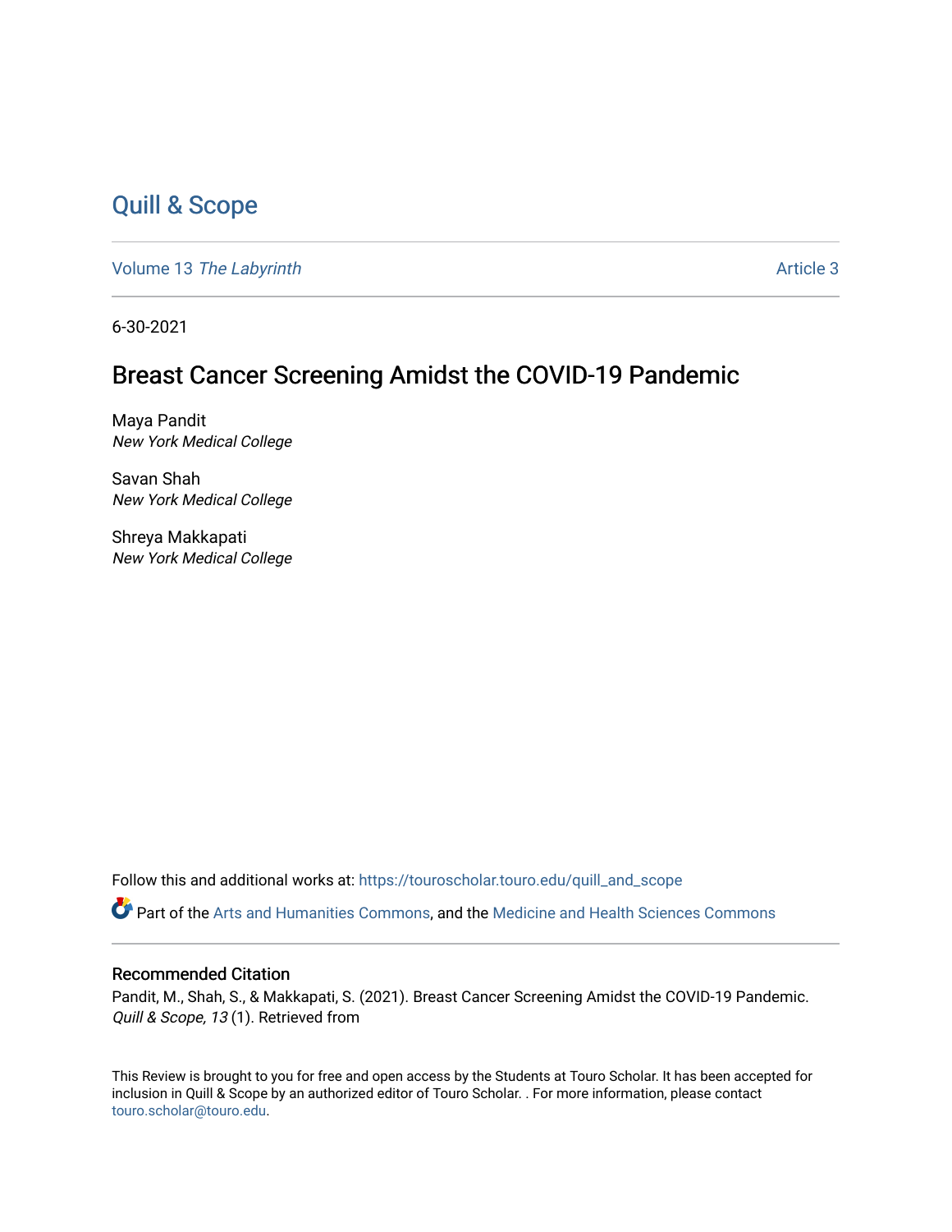# Quill & Scope

Volume 13 *The Labyrinth* Article 3

6-30-2021

## Breast Cancer Screening Amidst the COVID-19 Pandemic

Maya Pandit
*New York Medical College*

Savan Shah
*New York Medical College*

Shreya Makkapati
*New York Medical College*

Follow this and additional works at: https://touroscholar.touro.edu/quill_and_scope

Part of the Arts and Humanities Commons, and the Medicine and Health Sciences Commons

### Recommended Citation

Pandit, M., Shah, S., & Makkapati, S. (2021). Breast Cancer Screening Amidst the COVID-19 Pandemic. *Quill & Scope, 13* (1). Retrieved from

This Review is brought to you for free and open access by the Students at Touro Scholar. It has been accepted for inclusion in Quill & Scope by an authorized editor of Touro Scholar. . For more information, please contact touro.scholar@touro.edu.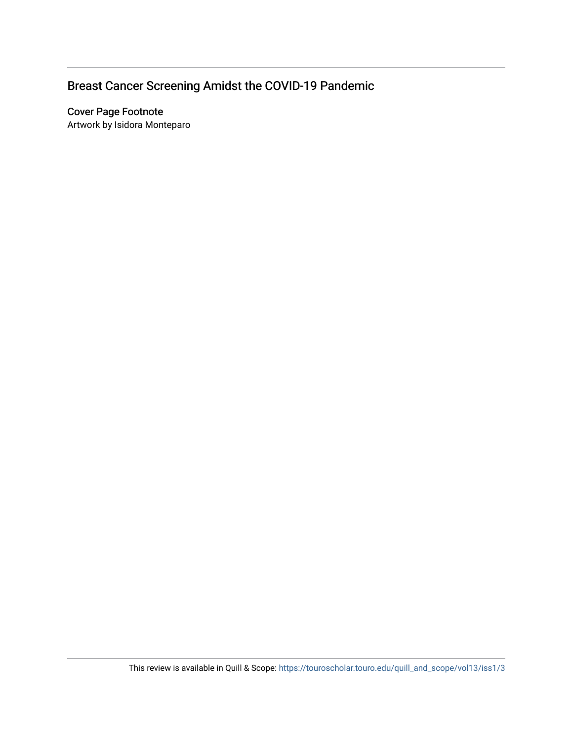# Breast Cancer Screening Amidst the COVID-19 Pandemic

## Cover Page Footnote

Artwork by Isidora Monteparo

This review is available in Quill & Scope: https://touroscholar.touro.edu/quill_and_scope/vol13/iss1/3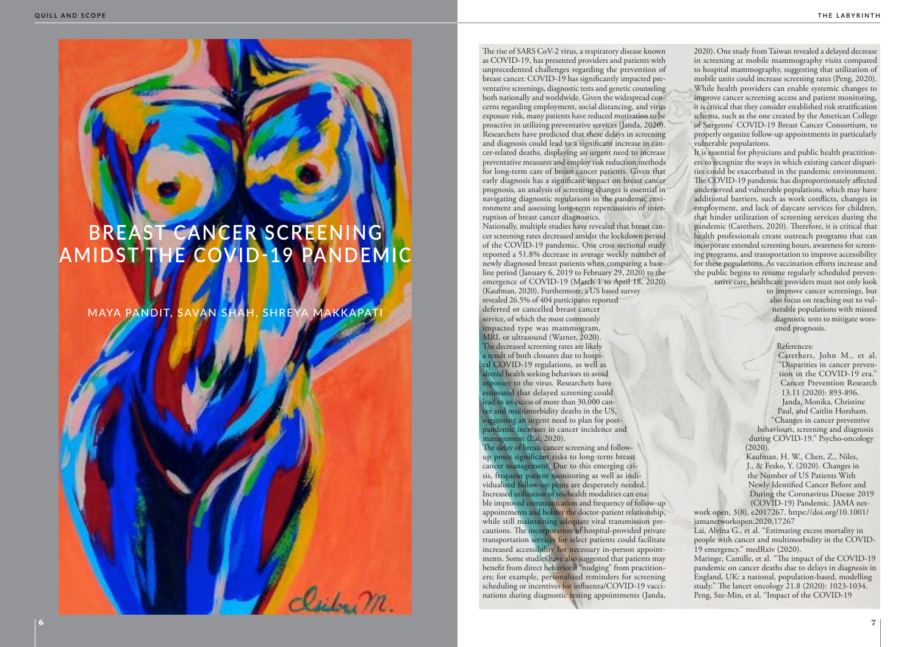# BREAST CANCER SCREENING AMIDST THE COVID-19 PANDEMIC

MAYA PANDIT, SAVAN SHAH, SHREYA MAKKAPATI

The rise of SARS CoV-2 virus, a respiratory disease known as COVID-19, has presented providers and patients with unprecedented challenges regarding the prevention of breast cancer. COVID-19 has significantly impacted preventative screenings, diagnostic tests and genetic counseling both nationally and worldwide. Given the widespread concerns regarding employment, social distancing, and virus exposure risk, many patients have reduced motivation to be proactive in utilizing preventative services (Janda, 2020). Researchers have predicted that these delays in screening and diagnosis could lead to a significant increase in cancer-related deaths, displaying an urgent need to increase preventative measures and employ risk reduction methods for long-term care of breast cancer patients. Given that early diagnosis has a significant impact on breast cancer prognosis, an analysis of screening changes is essential in navigating diagnostic regulations in the pandemic environment and assessing long-term repercussions of interruption of breast cancer diagnostics.

Nationally, multiple studies have revealed that breast cancer screening rates decreased amidst the lockdown period of the COVID-19 pandemic. One cross sectional study reported a 51.8% decrease in average weekly number of newly diagnosed breast patients when comparing a baseline period (January 6, 2019 to February 29, 2020) to the emergence of COVID-19 (March 1 to April 18, 2020) (Kaufman, 2020). Furthermore, a US based survey revealed 26.5% of 404 participants reported deferred or cancelled breast cancer service, of which the most commonly impacted type was mammogram, MRI, or ultrasound (Warner, 2020). The decreased screening rates are likely a result of both closures due to hospital COVID-19 regulations, as well as altered health seeking behaviors to avoid exposure to the virus. Researchers have estimated that delayed screening could lead to an excess of more than 30,000 cancer and multimorbidity deaths in the US, suggesting an urgent need to plan for post-pandemic increases in cancer incidence and management (Lai, 2020).

The delay of breast cancer screening and follow-up poses significant risks to long-term breast cancer management. Due to this emerging crisis, frequent patient monitoring as well as individualized follow-up plans are desperately needed. Increased utilization of telehealth modalities can enable improved communication and frequency of follow-up appointments and bolster the doctor-patient relationship, while still maintaining adequate viral transmission precautions. The incorporation of hospital-provided private transportation services for select patients could facilitate increased accessibility for necessary in-person appointments. Some studies have also suggested that patients may benefit from direct behavioral "nudging" from practitioners; for example, personalized reminders for screening scheduling or incentives for influenza/COVID-19 vaccinations during diagnostic testing appointments (Janda, 2020). One study from Taiwan revealed a delayed decrease in screening at mobile mammography visits compared to hospital mammography, suggesting that utilization of mobile units could increase screening rates (Peng, 2020). While health providers can enable systemic changes to improve cancer screening access and patient monitoring, it is critical that they consider established risk stratification schema, such as the one created by the American College of Surgeons' COVID-19 Breast Cancer Consortium, to properly organize follow-up appointments in particularly vulnerable populations.

It is essential for physicians and public health practitioners to recognize the ways in which existing cancer disparities could be exacerbated in the pandemic environment. The COVID-19 pandemic has disproportionately affected underserved and vulnerable populations, which may have additional barriers, such as work conflicts, changes in employment, and lack of daycare services for children, that hinder utilization of screening services during the pandemic (Carethers, 2020). Therefore, it is critical that health professionals create outreach programs that can incorporate extended screening hours, awareness for screening programs, and transportation to improve accessibility for these populations. As vaccination efforts increase and the public begins to resume regularly scheduled preventative care, healthcare providers must not only look to improve cancer screenings, but also focus on reaching out to vulnerable populations with missed diagnostic tests to mitigate worsened prognosis.

References:

Carethers, John M., et al. "Disparities in cancer prevention in the COVID-19 era." Cancer Prevention Research 13.11 (2020): 893-896.

Janda, Monika, Christine Paul, and Caitlin Horsham. "Changes in cancer preventive behaviours, screening and diagnosis during COVID-19." Psycho-oncology (2020).

Kaufman, H. W., Chen, Z., Niles, J., & Fesko, Y. (2020). Changes in the Number of US Patients With Newly Identified Cancer Before and During the Coronavirus Disease 2019 (COVID-19) Pandemic. JAMA network open, 3(8), e2017267. https://doi.org/10.1001/jamanetworkopen.2020.17267

Lai, Alvina G., et al. "Estimating excess mortality in people with cancer and multimorbidity in the COVID-19 emergency." medRxiv (2020).

Maringe, Camille, et al. "The impact of the COVID-19 pandemic on cancer deaths due to delays in diagnosis in England, UK: a national, population-based, modelling study." The lancet oncology 21.8 (2020): 1023-1034.

Peng, Sze-Min, et al. "Impact of the COVID-19